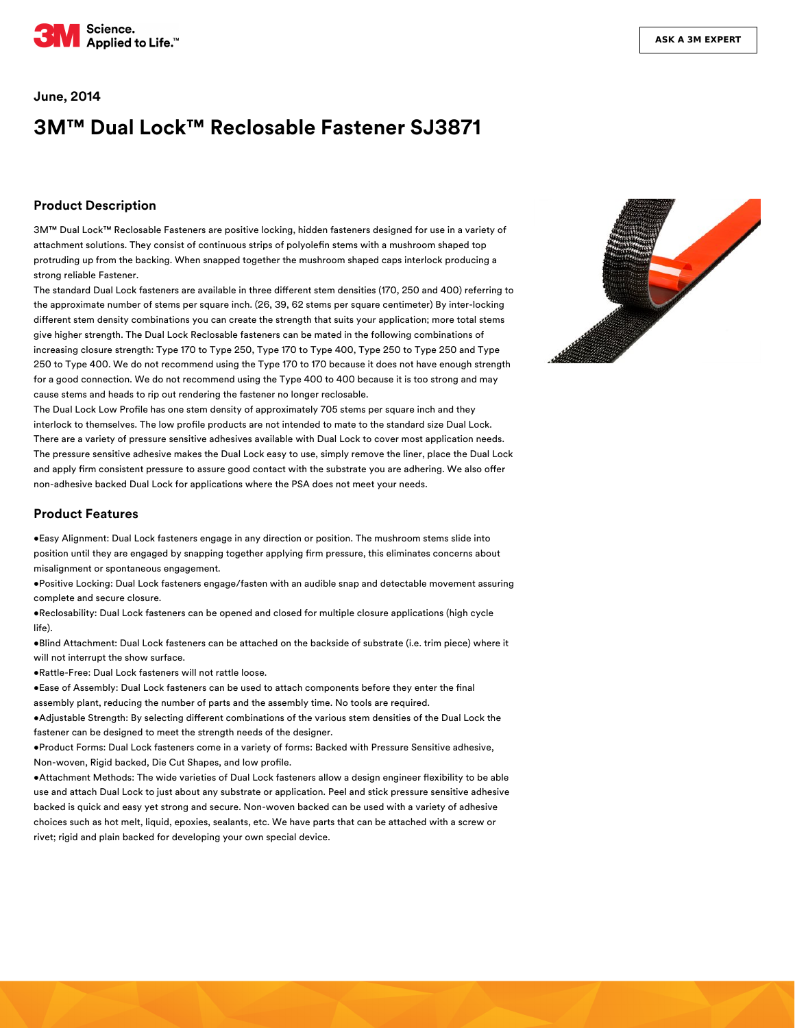June, 2014

# 3M™ Dual Lock™ Reclosable Fastener SJ3871

## Product Description

3M™ Dual Lock™ Reclosable Fasteners are positive locking, hidden fasteners designed for use in a variety of attachment solutions. They consist of continuous strips of polyolefin stems with a mushroom shaped top protruding up from the backing. When snapped together the mushroom shaped caps interlock producing a strong reliable Fastener.

The standard Dual Lock fasteners are available in three different stem densities (170, 250 and 400) referring to the approximate number of stems per square inch. (26, 39, 62 stems per square centimeter) By inter-locking different stem density combinations you can create the strength that suits your application; more total stems give higher strength. The Dual Lock Reclosable fasteners can be mated in the following combinations of increasing closure strength: Type 170 to Type 250, Type 170 to Type 400, Type 250 to Type 250 and Type 250 to Type 400. We do not recommend using the Type 170 to 170 because it does not have enough strength for a good connection. We do not recommend using the Type 400 to 400 because it is too strong and may cause stems and heads to rip out rendering the fastener no longer reclosable.

The Dual Lock Low Profile has one stem density of approximately 705 stems per square inch and they interlock to themselves. The low profile products are not intended to mate to the standard size Dual Lock.

There are a variety of pressure sensitive adhesives available with Dual Lock to cover most application needs. The pressure sensitive adhesive makes the Dual Lock easy to use, simply remove the liner, place the Dual Lock and apply firm consistent pressure to assure good contact with the substrate you are adhering. We also offer non-adhesive backed Dual Lock for applications where the PSA does not meet your needs.

## Product Features

- Easy Alignment: Dual Lock fasteners engage in any direction or position. The mushroom stems slide into position until they are engaged by snapping together applying firm pressure, this eliminates concerns about misalignment or spontaneous engagement.
- Positive Locking: Dual Lock fasteners engage/fasten with an audible snap and detectable movement assuring complete and secure closure.
- Reclosability: Dual Lock fasteners can be opened and closed for multiple closure applications (high cycle life).
- Blind Attachment: Dual Lock fasteners can be attached on the backside of substrate (i.e. trim piece) where it will not interrupt the show surface.
- Rattle-Free: Dual Lock fasteners will not rattle loose.
- Ease of Assembly: Dual Lock fasteners can be used to attach components before they enter the final assembly plant, reducing the number of parts and the assembly time. No tools are required.
- Adjustable Strength: By selecting different combinations of the various stem densities of the Dual Lock the fastener can be designed to meet the strength needs of the designer.
- Product Forms: Dual Lock fasteners come in a variety of forms: Backed with Pressure Sensitive adhesive, Non-woven, Rigid backed, Die Cut Shapes, and low profile.
- Attachment Methods: The wide varieties of Dual Lock fasteners allow a design engineer flexibility to be able use and attach Dual Lock to just about any substrate or application. Peel and stick pressure sensitive adhesive backed is quick and easy yet strong and secure. Non-woven backed can be used with a variety of adhesive choices such as hot melt, liquid, epoxies, sealants, etc. We have parts that can be attached with a screw or rivet; rigid and plain backed for developing your own special device.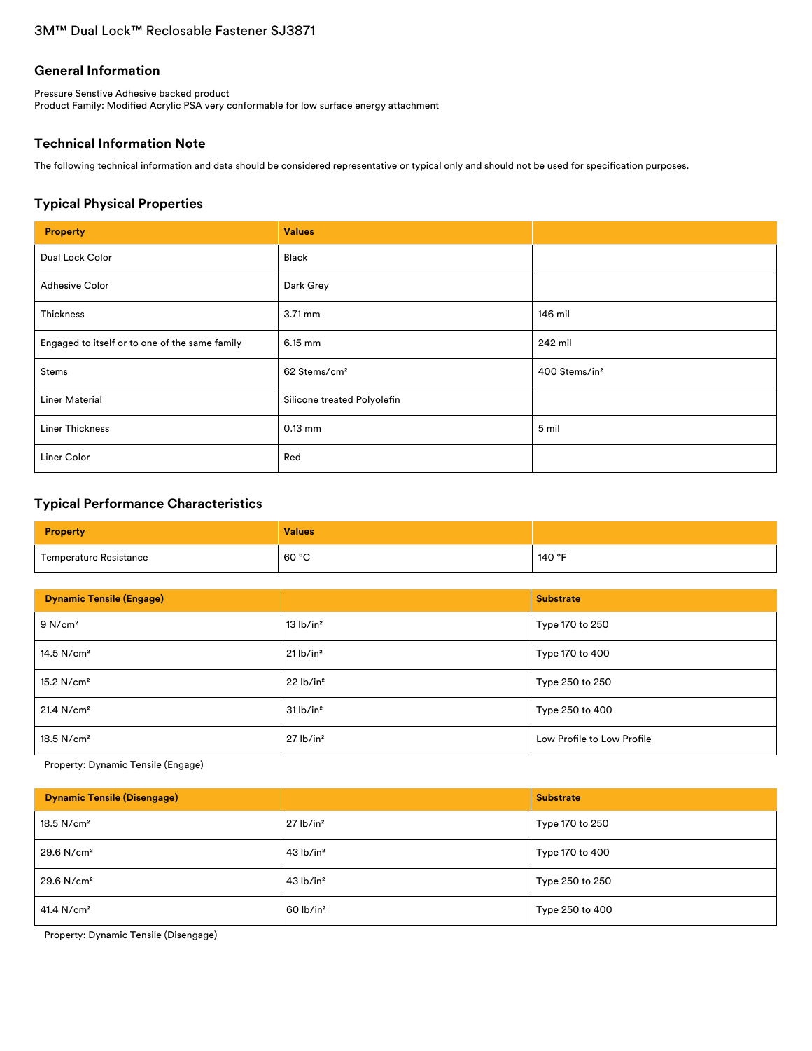3M™ Dual Lock™ Reclosable Fastener SJ3871

## General Information

Pressure Senstive Adhesive backed product
Product Family: Modified Acrylic PSA very conformable for low surface energy attachment

## Technical Information Note

The following technical information and data should be considered representative or typical only and should not be used for specification purposes.

## Typical Physical Properties

| Property | Values | |
|---|---|---|
| Dual Lock Color | Black | |
| Adhesive Color | Dark Grey | |
| Thickness | 3.71 mm | 146 mil |
| Engaged to itself or to one of the same family | 6.15 mm | 242 mil |
| Stems | 62 Stems/cm² | 400 Stems/in² |
| Liner Material | Silicone treated Polyolefin | |
| Liner Thickness | 0.13 mm | 5 mil |
| Liner Color | Red | |

## Typical Performance Characteristics

| Property | Values | |
|---|---|---|
| Temperature Resistance | 60 °C | 140 °F |

| Dynamic Tensile (Engage) | | Substrate |
|---|---|---|
| 9 N/cm² | 13 lb/in² | Type 170 to 250 |
| 14.5 N/cm² | 21 lb/in² | Type 170 to 400 |
| 15.2 N/cm² | 22 lb/in² | Type 250 to 250 |
| 21.4 N/cm² | 31 lb/in² | Type 250 to 400 |
| 18.5 N/cm² | 27 lb/in² | Low Profile to Low Profile |

Property: Dynamic Tensile (Engage)

| Dynamic Tensile (Disengage) | | Substrate |
|---|---|---|
| 18.5 N/cm² | 27 lb/in² | Type 170 to 250 |
| 29.6 N/cm² | 43 lb/in² | Type 170 to 400 |
| 29.6 N/cm² | 43 lb/in² | Type 250 to 250 |
| 41.4 N/cm² | 60 lb/in² | Type 250 to 400 |

Property: Dynamic Tensile (Disengage)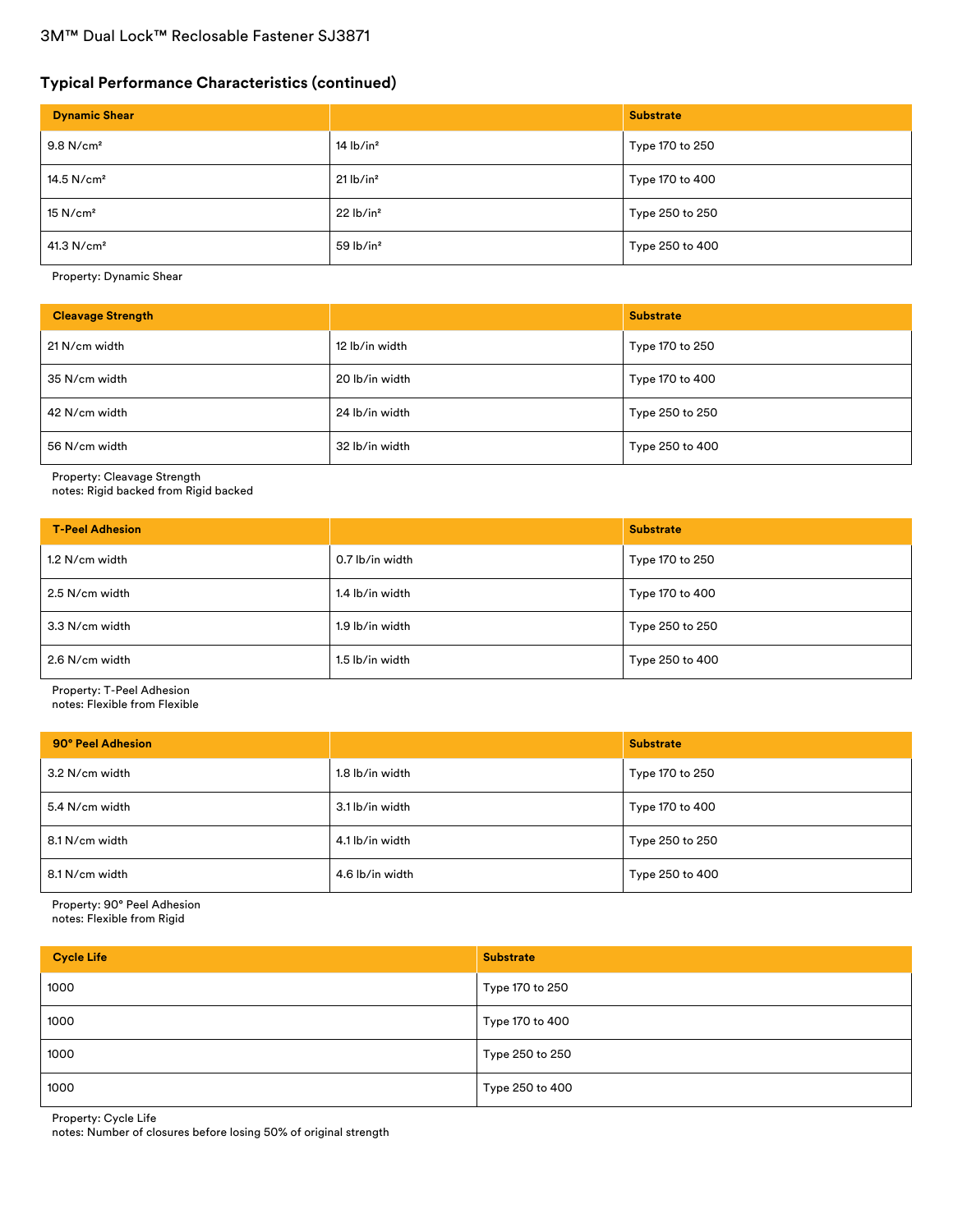3M™ Dual Lock™ Reclosable Fastener SJ3871

## Typical Performance Characteristics (continued)

| Dynamic Shear | | Substrate |
| --- | --- | --- |
| 9.8 N/cm² | 14 lb/in² | Type 170 to 250 |
| 14.5 N/cm² | 21 lb/in² | Type 170 to 400 |
| 15 N/cm² | 22 lb/in² | Type 250 to 250 |
| 41.3 N/cm² | 59 lb/in² | Type 250 to 400 |

Property: Dynamic Shear

| Cleavage Strength | | Substrate |
| --- | --- | --- |
| 21 N/cm width | 12 lb/in width | Type 170 to 250 |
| 35 N/cm width | 20 lb/in width | Type 170 to 400 |
| 42 N/cm width | 24 lb/in width | Type 250 to 250 |
| 56 N/cm width | 32 lb/in width | Type 250 to 400 |

Property: Cleavage Strength
notes: Rigid backed from Rigid backed

| T-Peel Adhesion | | Substrate |
| --- | --- | --- |
| 1.2 N/cm width | 0.7 lb/in width | Type 170 to 250 |
| 2.5 N/cm width | 1.4 lb/in width | Type 170 to 400 |
| 3.3 N/cm width | 1.9 lb/in width | Type 250 to 250 |
| 2.6 N/cm width | 1.5 lb/in width | Type 250 to 400 |

Property: T-Peel Adhesion
notes: Flexible from Flexible

| 90° Peel Adhesion | | Substrate |
| --- | --- | --- |
| 3.2 N/cm width | 1.8 lb/in width | Type 170 to 250 |
| 5.4 N/cm width | 3.1 lb/in width | Type 170 to 400 |
| 8.1 N/cm width | 4.1 lb/in width | Type 250 to 250 |
| 8.1 N/cm width | 4.6 lb/in width | Type 250 to 400 |

Property: 90° Peel Adhesion
notes: Flexible from Rigid

| Cycle Life | Substrate |
| --- | --- |
| 1000 | Type 170 to 250 |
| 1000 | Type 170 to 400 |
| 1000 | Type 250 to 250 |
| 1000 | Type 250 to 400 |

Property: Cycle Life
notes: Number of closures before losing 50% of original strength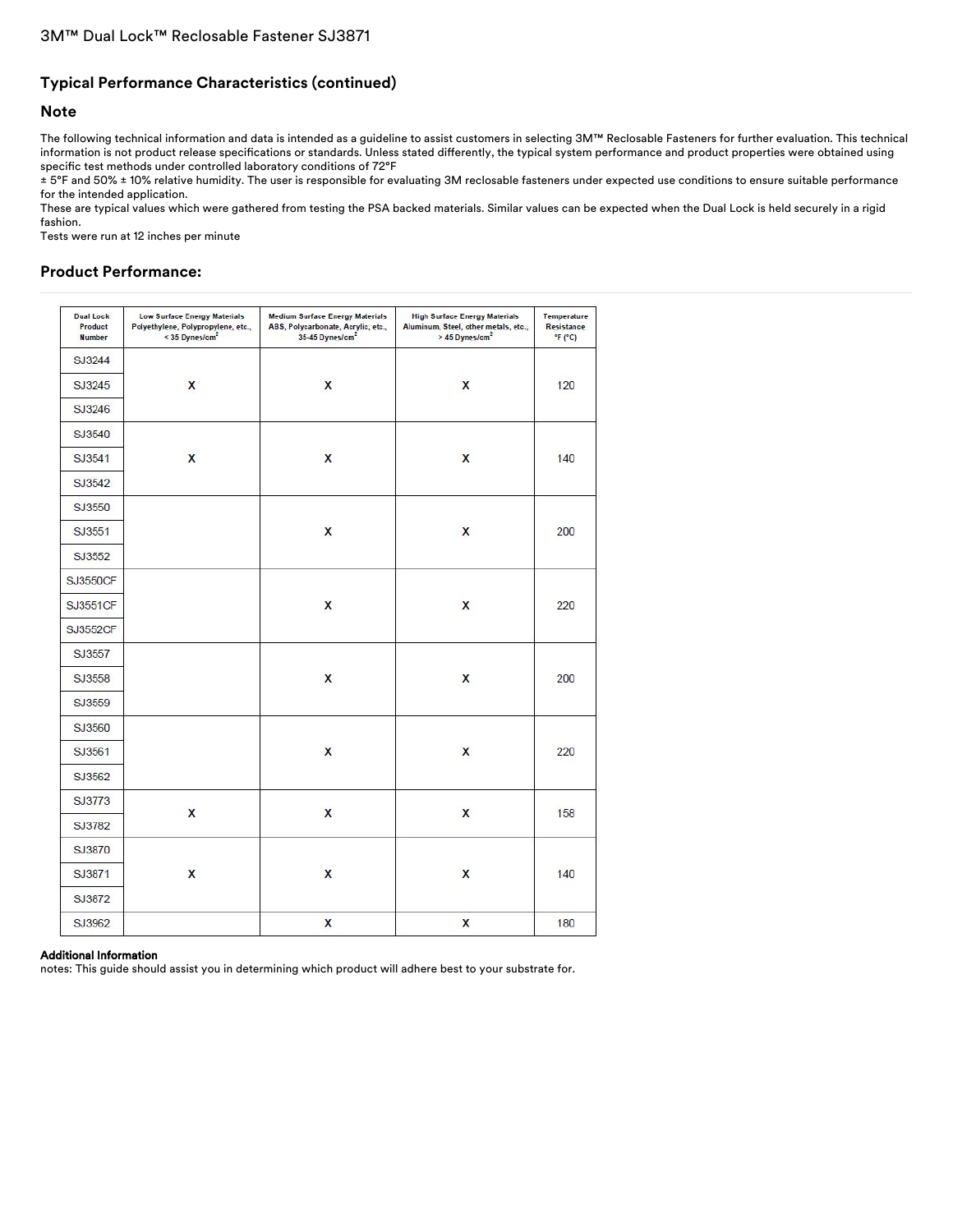# 3M™ Dual Lock™ Reclosable Fastener SJ3871

## Typical Performance Characteristics (continued)

### Note

The following technical information and data is intended as a guideline to assist customers in selecting 3M™ Reclosable Fasteners for further evaluation. This technical information is not product release specifications or standards. Unless stated differently, the typical system performance and product properties were obtained using specific test methods under controlled laboratory conditions of 72°F
± 5°F and 50% ± 10% relative humidity. The user is responsible for evaluating 3M reclosable fasteners under expected use conditions to ensure suitable performance for the intended application.
These are typical values which were gathered from testing the PSA backed materials. Similar values can be expected when the Dual Lock is held securely in a rigid fashion.
Tests were run at 12 inches per minute

### Product Performance:

| Dual Lock Product Number | Low Surface Energy Materials Polyethylene, Polypropylene, etc., < 35 Dynes/cm² | Medium Surface Energy Materials ABS, Polycarbonate, Acrylic, etc., 35-45 Dynes/cm² | High Surface Energy Materials Aluminum, Steel, other metals, etc., > 45 Dynes/cm² | Temperature Resistance °F (°C) |
|---|---|---|---|---|
| SJ3244 | | | | |
| SJ3245 | X | X | X | 120 |
| SJ3246 | | | | |
| SJ3540 | | | | |
| SJ3541 | X | X | X | 140 |
| SJ3542 | | | | |
| SJ3550 | | | | |
| SJ3551 | | X | X | 200 |
| SJ3552 | | | | |
| SJ3550CF | | | | |
| SJ3551CF | | X | X | 220 |
| SJ3552CF | | | | |
| SJ3557 | | | | |
| SJ3558 | | X | X | 200 |
| SJ3559 | | | | |
| SJ3560 | | | | |
| SJ3561 | | X | X | 220 |
| SJ3562 | | | | |
| SJ3773 | X | X | X | 158 |
| SJ3782 | | | | |
| SJ3870 | | | | |
| SJ3871 | X | X | X | 140 |
| SJ3872 | | | | |
| SJ3962 | | X | X | 180 |

**Additional Information**
notes: This guide should assist you in determining which product will adhere best to your substrate for.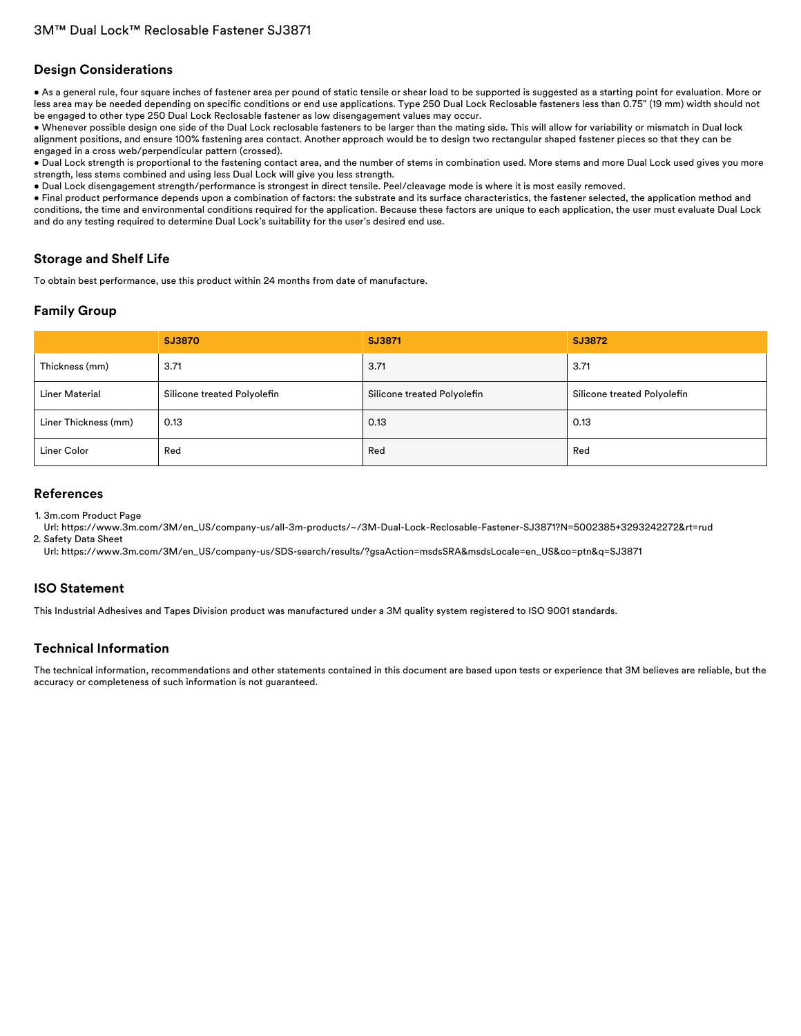## Design Considerations

- As a general rule, four square inches of fastener area per pound of static tensile or shear load to be supported is suggested as a starting point for evaluation. More or less area may be needed depending on specific conditions or end use applications. Type 250 Dual Lock Reclosable fasteners less than 0.75" (19 mm) width should not be engaged to other type 250 Dual Lock Reclosable fastener as low disengagement values may occur.
- Whenever possible design one side of the Dual Lock reclosable fasteners to be larger than the mating side. This will allow for variability or mismatch in Dual lock alignment positions, and ensure 100% fastening area contact. Another approach would be to design two rectangular shaped fastener pieces so that they can be engaged in a cross web/perpendicular pattern (crossed).
- Dual Lock strength is proportional to the fastening contact area, and the number of stems in combination used. More stems and more Dual Lock used gives you more strength, less stems combined and using less Dual Lock will give you less strength.
- Dual Lock disengagement strength/performance is strongest in direct tensile. Peel/cleavage mode is where it is most easily removed.
- Final product performance depends upon a combination of factors: the substrate and its surface characteristics, the fastener selected, the application method and conditions, the time and environmental conditions required for the application. Because these factors are unique to each application, the user must evaluate Dual Lock and do any testing required to determine Dual Lock's suitability for the user's desired end use.

## Storage and Shelf Life

To obtain best performance, use this product within 24 months from date of manufacture.

## Family Group

| | SJ3870 | SJ3871 | SJ3872 |
|---|---|---|---|
| Thickness (mm) | 3.71 | 3.71 | 3.71 |
| Liner Material | Silicone treated Polyolefin | Silicone treated Polyolefin | Silicone treated Polyolefin |
| Liner Thickness (mm) | 0.13 | 0.13 | 0.13 |
| Liner Color | Red | Red | Red |

## References

1. 3m.com Product Page
   Url: https://www.3m.com/3M/en_US/company-us/all-3m-products/~/3M-Dual-Lock-Reclosable-Fastener-SJ3871?N=5002385+3293242272&rt=rud
2. Safety Data Sheet
   Url: https://www.3m.com/3M/en_US/company-us/SDS-search/results/?gsaAction=msdsSRA&msdsLocale=en_US&co=ptn&q=SJ3871

## ISO Statement

This Industrial Adhesives and Tapes Division product was manufactured under a 3M quality system registered to ISO 9001 standards.

## Technical Information

The technical information, recommendations and other statements contained in this document are based upon tests or experience that 3M believes are reliable, but the accuracy or completeness of such information is not guaranteed.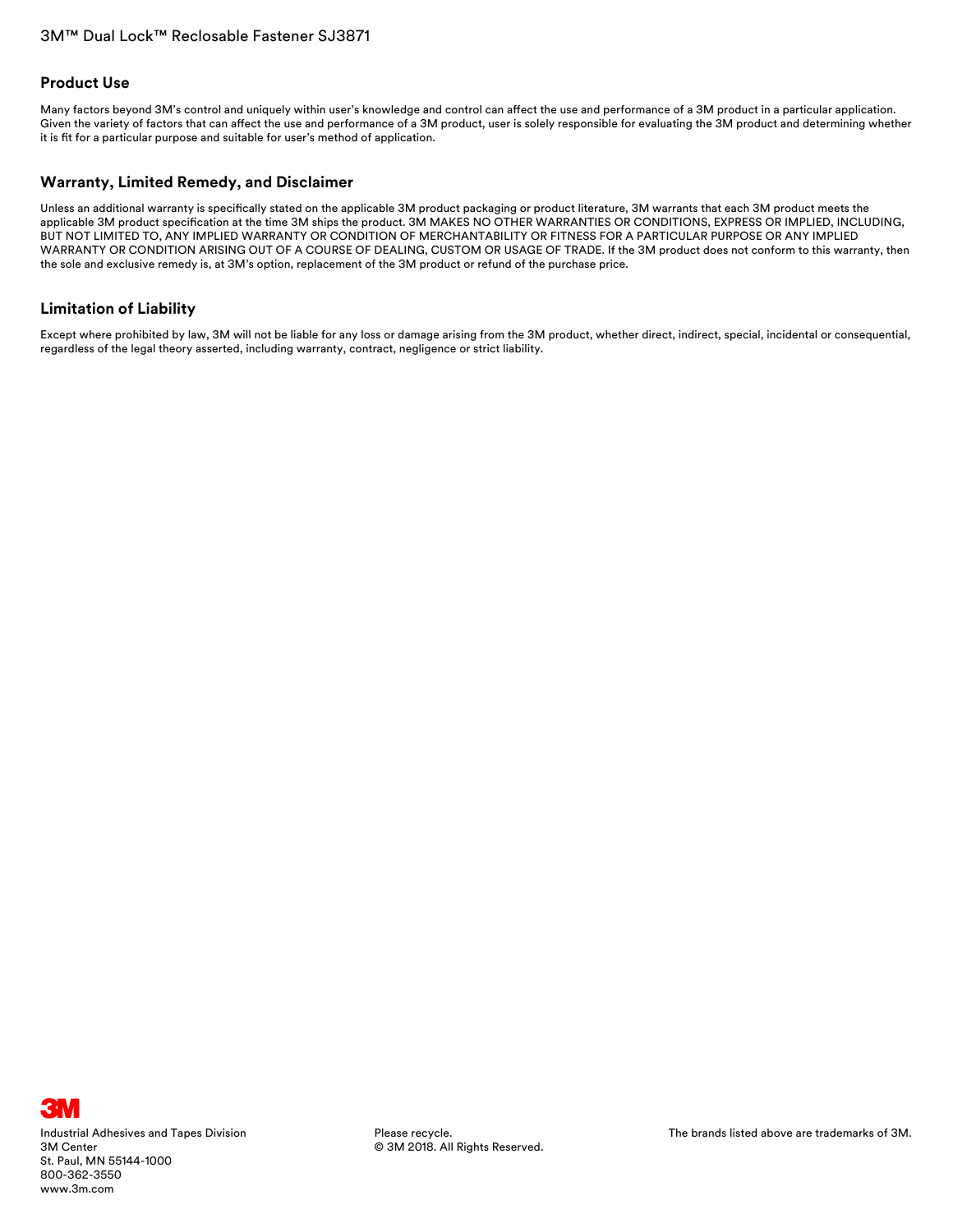## Product Use

Many factors beyond 3M's control and uniquely within user's knowledge and control can affect the use and performance of a 3M product in a particular application. Given the variety of factors that can affect the use and performance of a 3M product, user is solely responsible for evaluating the 3M product and determining whether it is fit for a particular purpose and suitable for user's method of application.

## Warranty, Limited Remedy, and Disclaimer

Unless an additional warranty is specifically stated on the applicable 3M product packaging or product literature, 3M warrants that each 3M product meets the applicable 3M product specification at the time 3M ships the product. 3M MAKES NO OTHER WARRANTIES OR CONDITIONS, EXPRESS OR IMPLIED, INCLUDING, BUT NOT LIMITED TO, ANY IMPLIED WARRANTY OR CONDITION OF MERCHANTABILITY OR FITNESS FOR A PARTICULAR PURPOSE OR ANY IMPLIED WARRANTY OR CONDITION ARISING OUT OF A COURSE OF DEALING, CUSTOM OR USAGE OF TRADE. If the 3M product does not conform to this warranty, then the sole and exclusive remedy is, at 3M's option, replacement of the 3M product or refund of the purchase price.

## Limitation of Liability

Except where prohibited by law, 3M will not be liable for any loss or damage arising from the 3M product, whether direct, indirect, special, incidental or consequential, regardless of the legal theory asserted, including warranty, contract, negligence or strict liability.

3M

Industrial Adhesives and Tapes Division
3M Center
St. Paul, MN 55144-1000
800-362-3550
www.3m.com

Please recycle.
© 3M 2018. All Rights Reserved.

The brands listed above are trademarks of 3M.